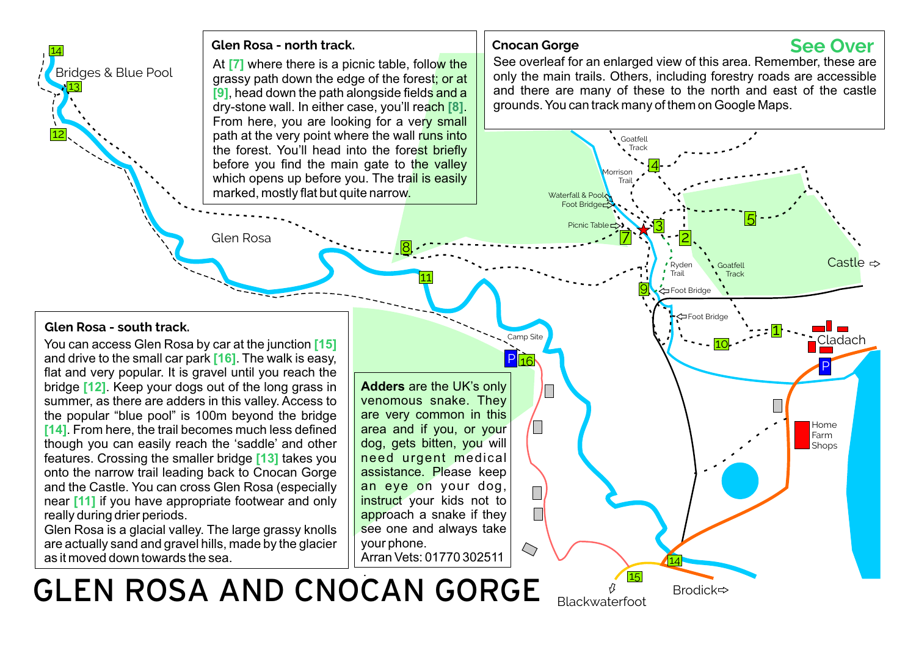# GLEN ROSA AND CNOCAN GORGE

### Glen Rosa - north track.

At [7] where there is a picnic table, follow the grassy path down the edge of the forest; or at [9], head down the path alongside fields and a dry-stone wall. In either case, you'll reach [8]. From here, you are looking for a very small path at the very point where the wall runs into the forest. You'll head into the forest briefly before you find the main gate to the valley which opens up before you. The trail is easily marked, mostly flat but quite narrow.

### Cnocan Gorge

**See Over**

See overleaf for an enlarged view of this area. Remember, these are only the main trails. Others, including forestry roads are accessible and there are many of these to the north and east of the castle grounds. You can track many of them on Google Maps.

### Glen Rosa - south track.

You can access Glen Rosa by car at the junction [15] and drive to the small car park [16]. The walk is easy, flat and very popular. It is gravel until you reach the bridge [12]. Keep your dogs out of the long grass in summer, as there are adders in this valley. Access to the popular "blue pool" is 100m beyond the bridge [14]. From here, the trail becomes much less defined though you can easily reach the 'saddle' and other features. Crossing the smaller bridge [13] takes you onto the narrow trail leading back to Cnocan Gorge and the Castle. You can cross Glen Rosa (especially near [11] if you have appropriate footwear and only really during drier periods.

Glen Rosa is a glacial valley. The large grassy knolls are actually sand and gravel hills, made by the glacier as it moved down towards the sea.

**Adders** are the UK's only venomous snake. They are very common in this area and if you, or your dog, gets bitten, you will need urgent medical assistance. Please keep an eye on your dog, instruct your kids not to approach a snake if they see one and always take your phone.

Arran Vets: 01770 302511

Map labels: 14, Bridges & Blue Pool, 13, 12, Glen Rosa, 8, 11, Camp Site, P 16, Goatfell Track, 4, Morrison Trail, Waterfall & Pool Foot Bridge, Picnic Table, 7, 3, 2, 5, Ryden Trail, Goatfell Track, Castle, 9, Foot Bridge, Foot Bridge, 10, 1, Cladach, P, Home Farm Shops, 14, 15, Blackwaterfoot, Brodick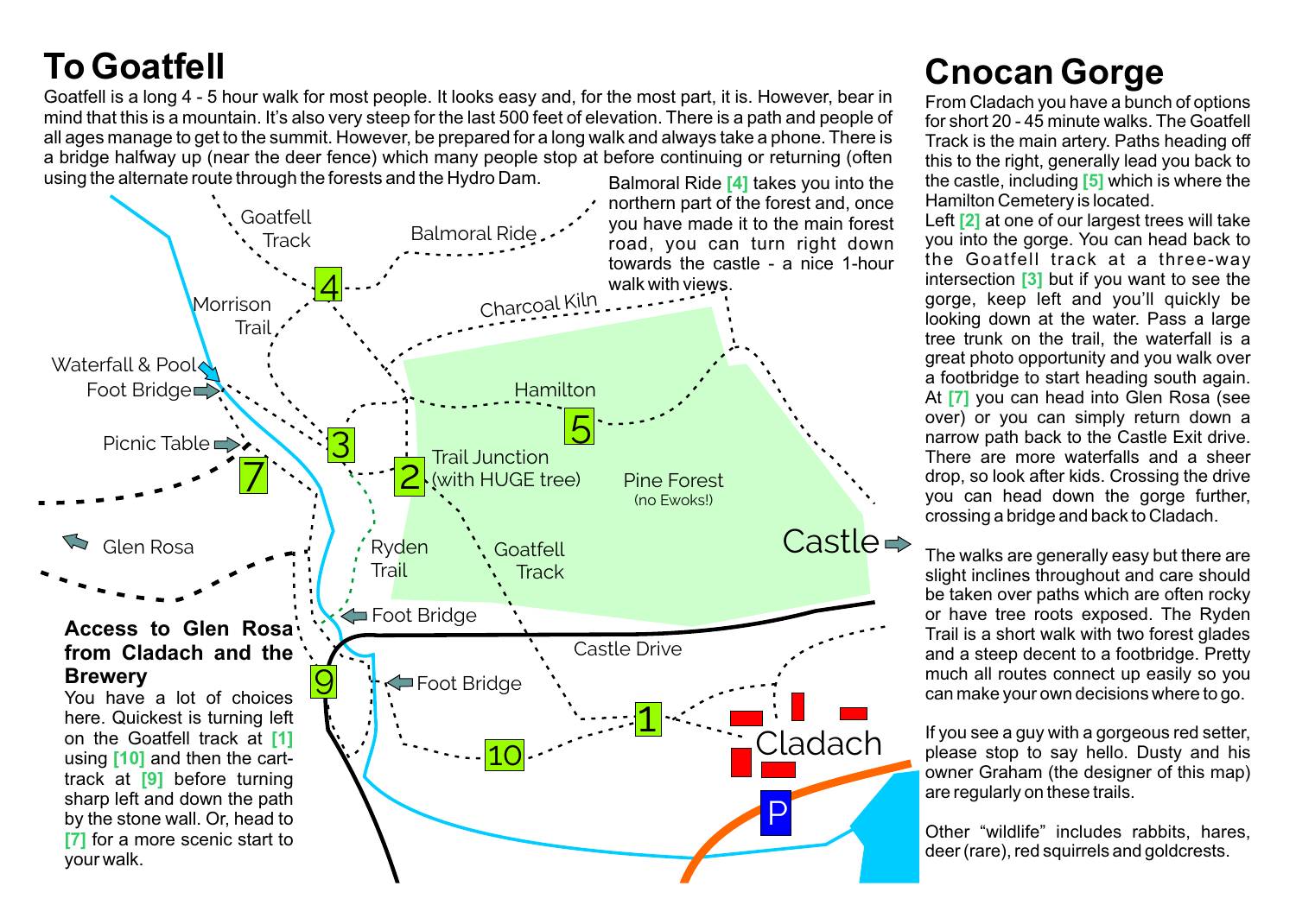# To Goatfell

Goatfell is a long 4 - 5 hour walk for most people. It looks easy and, for the most part, it is. However, bear in mind that this is a mountain. It's also very steep for the last 500 feet of elevation. There is a path and people of all ages manage to get to the summit. However, be prepared for a long walk and always take a phone. There is a bridge halfway up (near the deer fence) which many people stop at before continuing or returning (often using the alternate route through the forests and the Hydro Dam.

Balmoral Ride [4] takes you into the northern part of the forest and, once you have made it to the main forest road, you can turn right down towards the castle - a nice 1-hour walk with views.

Goatfell Track

Balmoral Ride

Morrison Trail

Charcoal Kiln

4

Waterfall & Pool

Foot Bridge

Hamilton

5

3

Picnic Table

7

2

Trail Junction (with HUGE tree)

Pine Forest (no Ewoks!)

Glen Rosa

Ryden Trail

Goatfell Track

Castle

Foot Bridge

Castle Drive

9

Foot Bridge

1

10

Cladach

P

### Access to Glen Rosa from Cladach and the Brewery

You have a lot of choices here. Quickest is turning left on the Goatfell track at [1] using [10] and then the cart-track at [9] before turning sharp left and down the path by the stone wall. Or, head to [7] for a more scenic start to your walk.

# Cnocan Gorge

From Cladach you have a bunch of options for short 20 - 45 minute walks. The Goatfell Track is the main artery. Paths heading off this to the right, generally lead you back to the castle, including [5] which is where the Hamilton Cemetery is located.

Left [2] at one of our largest trees will take you into the gorge. You can head back to the Goatfell track at a three-way intersection [3] but if you want to see the gorge, keep left and you'll quickly be looking down at the water. Pass a large tree trunk on the trail, the waterfall is a great photo opportunity and you walk over a footbridge to start heading south again. At [7] you can head into Glen Rosa (see over) or you can simply return down a narrow path back to the Castle Exit drive. There are more waterfalls and a sheer drop, so look after kids. Crossing the drive you can head down the gorge further, crossing a bridge and back to Cladach.

The walks are generally easy but there are slight inclines throughout and care should be taken over paths which are often rocky or have tree roots exposed. The Ryden Trail is a short walk with two forest glades and a steep decent to a footbridge. Pretty much all routes connect up easily so you can make your own decisions where to go.

If you see a guy with a gorgeous red setter, please stop to say hello. Dusty and his owner Graham (the designer of this map) are regularly on these trails.

Other "wildlife" includes rabbits, hares, deer (rare), red squirrels and goldcrests.